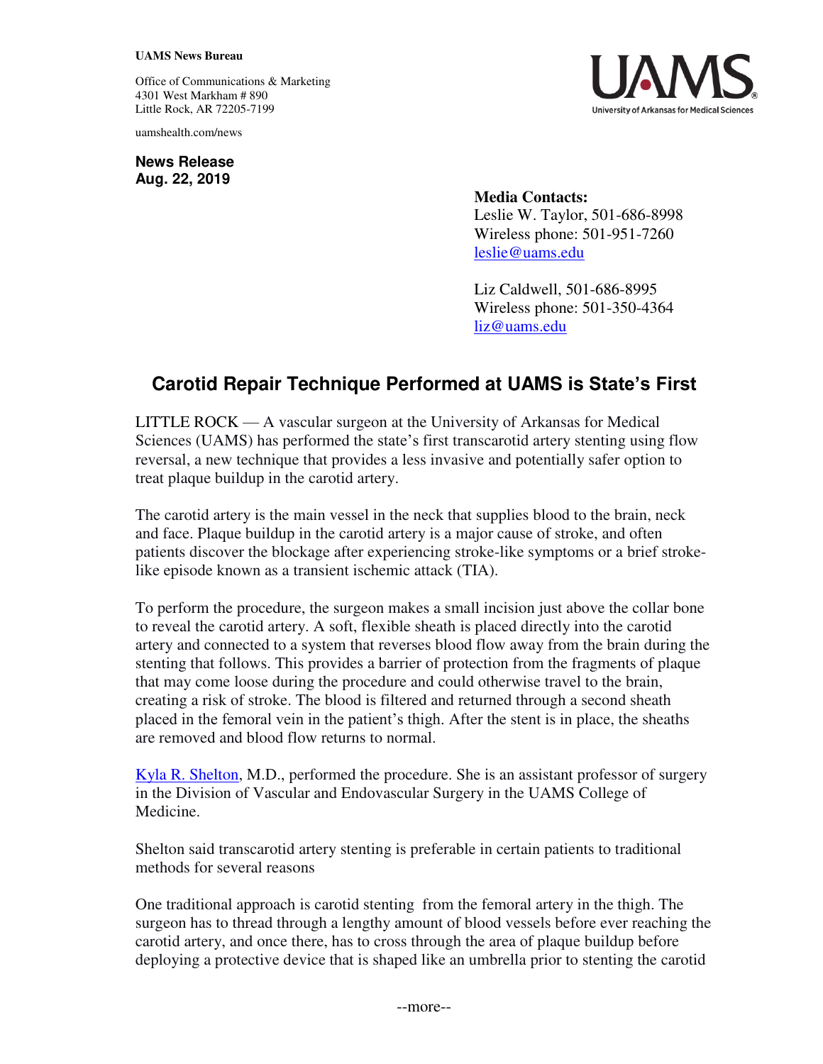**UAMS News Bureau**

Office of Communications & Marketing
4301 West Markham # 890
Little Rock, AR 72205-7199

uamshealth.com/news

**News Release**
**Aug. 22, 2019**

**Media Contacts:**
Leslie W. Taylor, 501-686-8998
Wireless phone: 501-951-7260
leslie@uams.edu

Liz Caldwell, 501-686-8995
Wireless phone: 501-350-4364
liz@uams.edu

## Carotid Repair Technique Performed at UAMS is State's First

LITTLE ROCK — A vascular surgeon at the University of Arkansas for Medical Sciences (UAMS) has performed the state's first transcarotid artery stenting using flow reversal, a new technique that provides a less invasive and potentially safer option to treat plaque buildup in the carotid artery.

The carotid artery is the main vessel in the neck that supplies blood to the brain, neck and face. Plaque buildup in the carotid artery is a major cause of stroke, and often patients discover the blockage after experiencing stroke-like symptoms or a brief stroke-like episode known as a transient ischemic attack (TIA).

To perform the procedure, the surgeon makes a small incision just above the collar bone to reveal the carotid artery. A soft, flexible sheath is placed directly into the carotid artery and connected to a system that reverses blood flow away from the brain during the stenting that follows. This provides a barrier of protection from the fragments of plaque that may come loose during the procedure and could otherwise travel to the brain, creating a risk of stroke. The blood is filtered and returned through a second sheath placed in the femoral vein in the patient's thigh. After the stent is in place, the sheaths are removed and blood flow returns to normal.

Kyla R. Shelton, M.D., performed the procedure. She is an assistant professor of surgery in the Division of Vascular and Endovascular Surgery in the UAMS College of Medicine.

Shelton said transcarotid artery stenting is preferable in certain patients to traditional methods for several reasons

One traditional approach is carotid stenting from the femoral artery in the thigh. The surgeon has to thread through a lengthy amount of blood vessels before ever reaching the carotid artery, and once there, has to cross through the area of plaque buildup before deploying a protective device that is shaped like an umbrella prior to stenting the carotid

--more--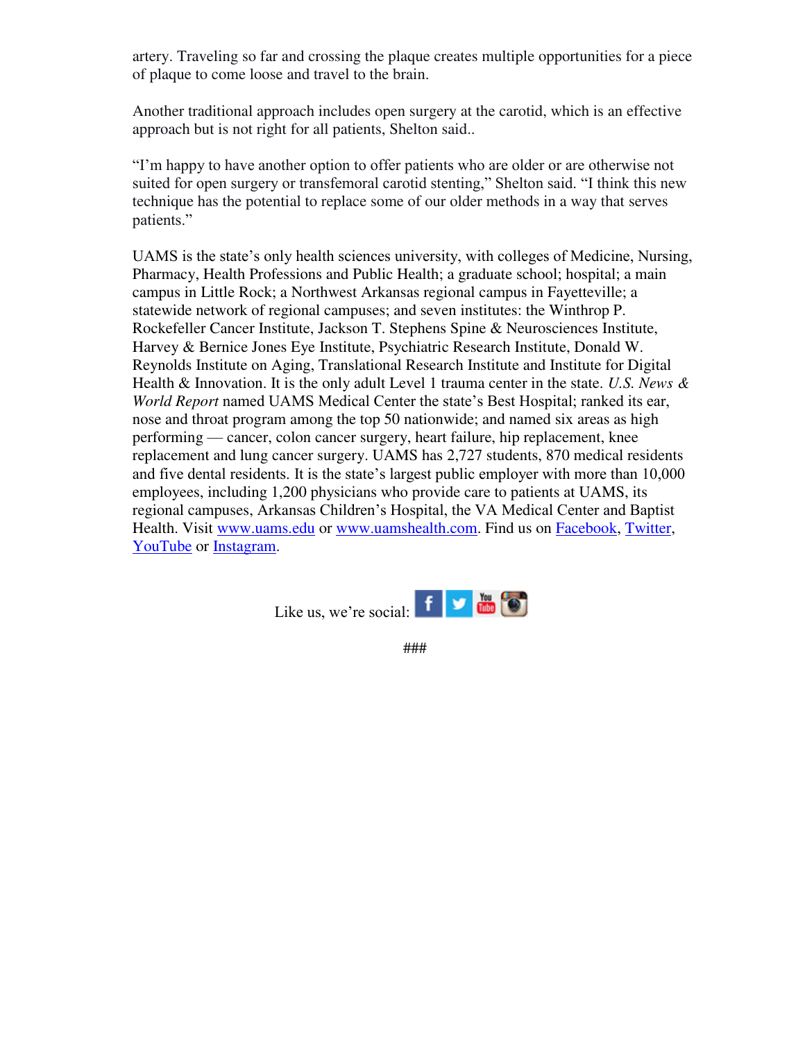artery. Traveling so far and crossing the plaque creates multiple opportunities for a piece of plaque to come loose and travel to the brain.

Another traditional approach includes open surgery at the carotid, which is an effective approach but is not right for all patients, Shelton said..

"I'm happy to have another option to offer patients who are older or are otherwise not suited for open surgery or transfemoral carotid stenting," Shelton said. "I think this new technique has the potential to replace some of our older methods in a way that serves patients."

UAMS is the state's only health sciences university, with colleges of Medicine, Nursing, Pharmacy, Health Professions and Public Health; a graduate school; hospital; a main campus in Little Rock; a Northwest Arkansas regional campus in Fayetteville; a statewide network of regional campuses; and seven institutes: the Winthrop P. Rockefeller Cancer Institute, Jackson T. Stephens Spine & Neurosciences Institute, Harvey & Bernice Jones Eye Institute, Psychiatric Research Institute, Donald W. Reynolds Institute on Aging, Translational Research Institute and Institute for Digital Health & Innovation. It is the only adult Level 1 trauma center in the state. *U.S. News & World Report* named UAMS Medical Center the state's Best Hospital; ranked its ear, nose and throat program among the top 50 nationwide; and named six areas as high performing — cancer, colon cancer surgery, heart failure, hip replacement, knee replacement and lung cancer surgery. UAMS has 2,727 students, 870 medical residents and five dental residents. It is the state's largest public employer with more than 10,000 employees, including 1,200 physicians who provide care to patients at UAMS, its regional campuses, Arkansas Children's Hospital, the VA Medical Center and Baptist Health. Visit www.uams.edu or www.uamshealth.com. Find us on Facebook, Twitter, YouTube or Instagram.

Like us, we're social:

###